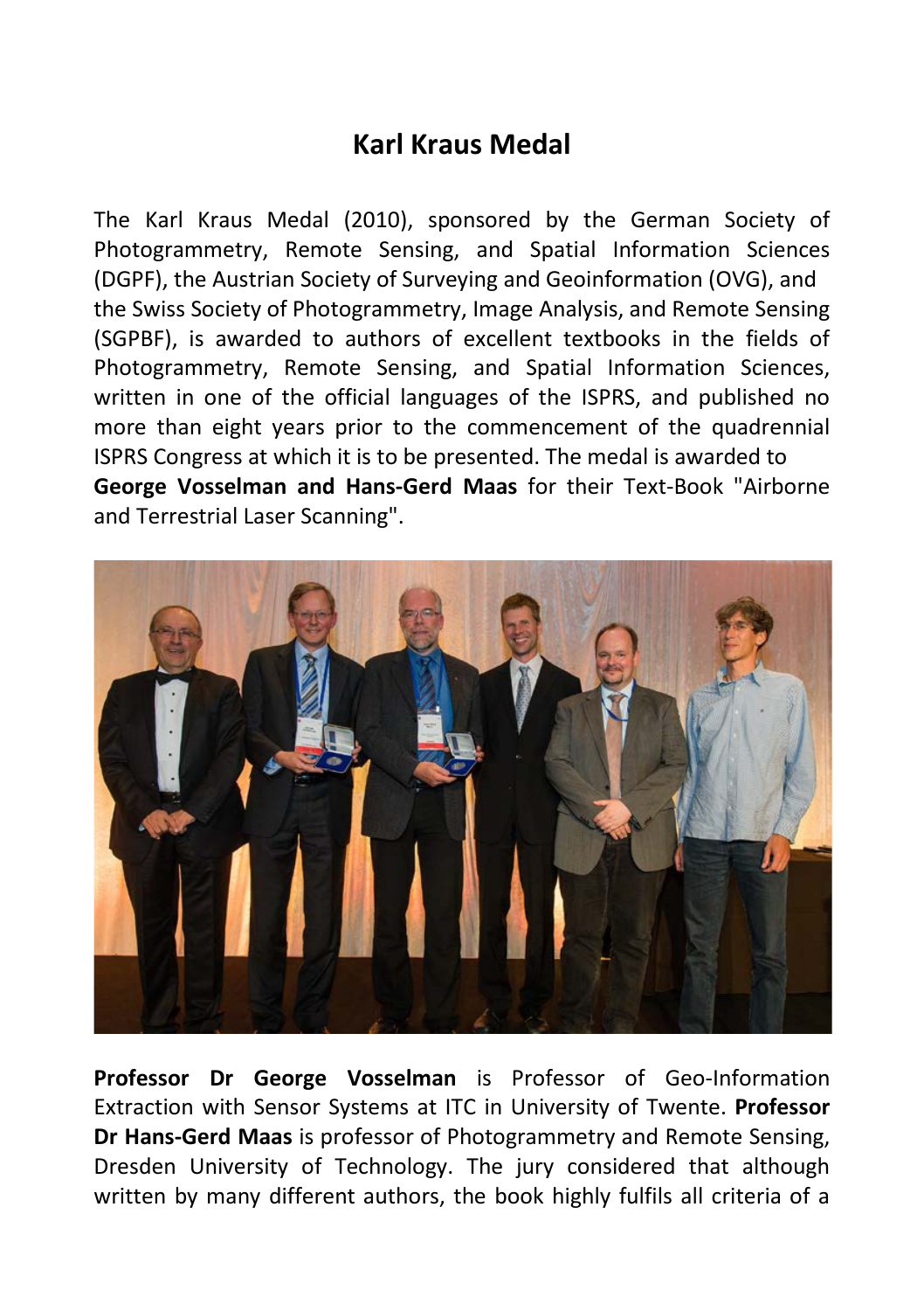# Karl Kraus Medal

The Karl Kraus Medal (2010), sponsored by the German Society of Photogrammetry, Remote Sensing, and Spatial Information Sciences (DGPF), the Austrian Society of Surveying and Geoinformation (OVG), and the Swiss Society of Photogrammetry, Image Analysis, and Remote Sensing (SGPBF), is awarded to authors of excellent textbooks in the fields of Photogrammetry, Remote Sensing, and Spatial Information Sciences, written in one of the official languages of the ISPRS, and published no more than eight years prior to the commencement of the quadrennial ISPRS Congress at which it is to be presented. The medal is awarded to **George Vosselman and Hans-Gerd Maas** for their Text-Book "Airborne and Terrestrial Laser Scanning".

**Professor Dr George Vosselman** is Professor of Geo-Information Extraction with Sensor Systems at ITC in University of Twente. **Professor Dr Hans-Gerd Maas** is professor of Photogrammetry and Remote Sensing, Dresden University of Technology. The jury considered that although written by many different authors, the book highly fulfils all criteria of a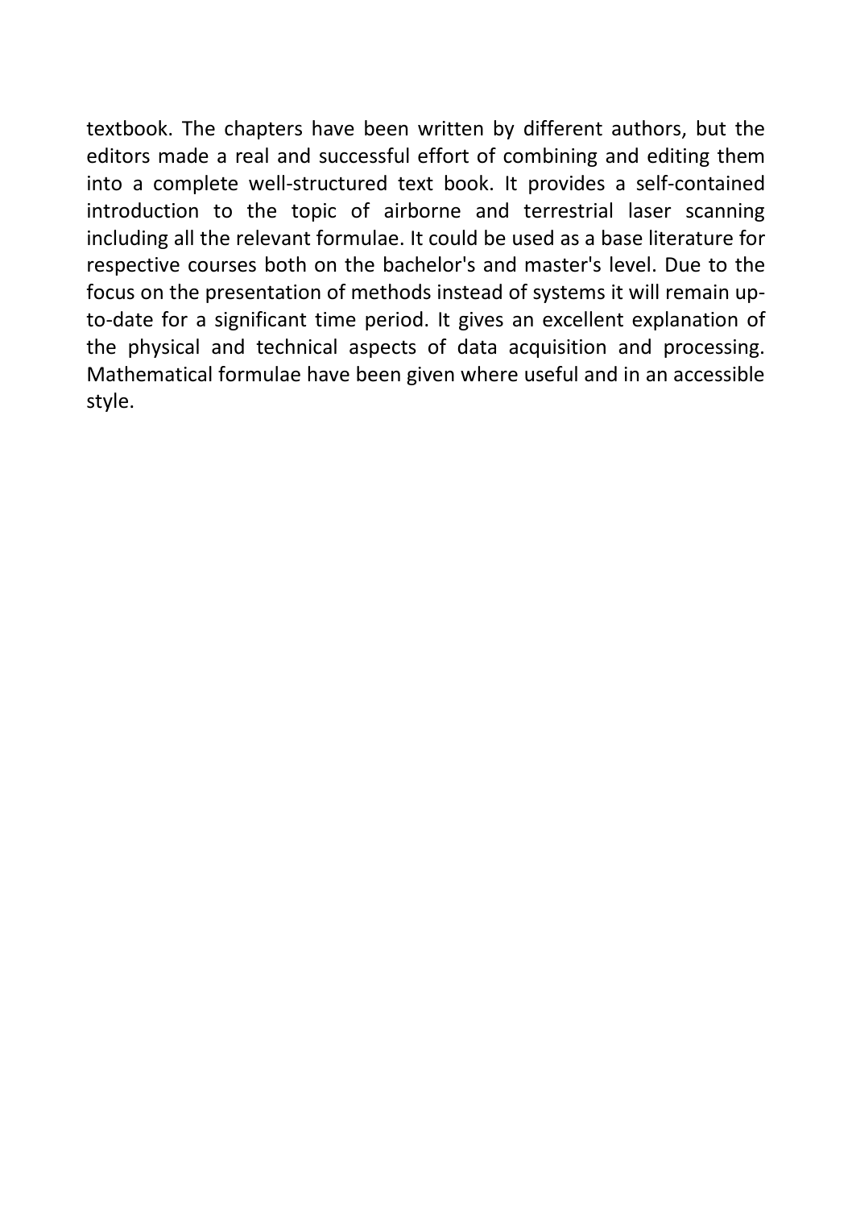textbook. The chapters have been written by different authors, but the editors made a real and successful effort of combining and editing them into a complete well-structured text book. It provides a self-contained introduction to the topic of airborne and terrestrial laser scanning including all the relevant formulae. It could be used as a base literature for respective courses both on the bachelor's and master's level. Due to the focus on the presentation of methods instead of systems it will remain up-to-date for a significant time period. It gives an excellent explanation of the physical and technical aspects of data acquisition and processing. Mathematical formulae have been given where useful and in an accessible style.